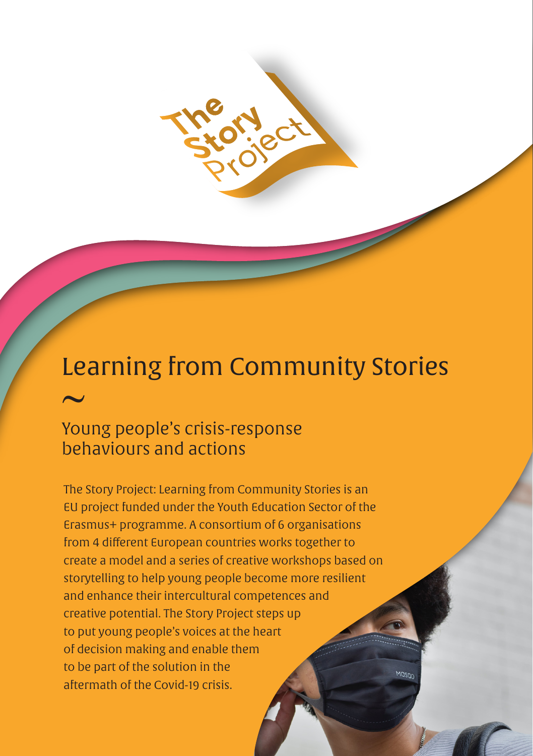The Story Project

# Learning from Community Stories

~

## Young people's crisis-response behaviours and actions

The Story Project: Learning from Community Stories is an EU project funded under the Youth Education Sector of the Erasmus+ programme. A consortium of 6 organisations from 4 different European countries works together to create a model and a series of creative workshops based on storytelling to help young people become more resilient and enhance their intercultural competences and creative potential. The Story Project steps up to put young people's voices at the heart of decision making and enable them to be part of the solution in the aftermath of the Covid-19 crisis.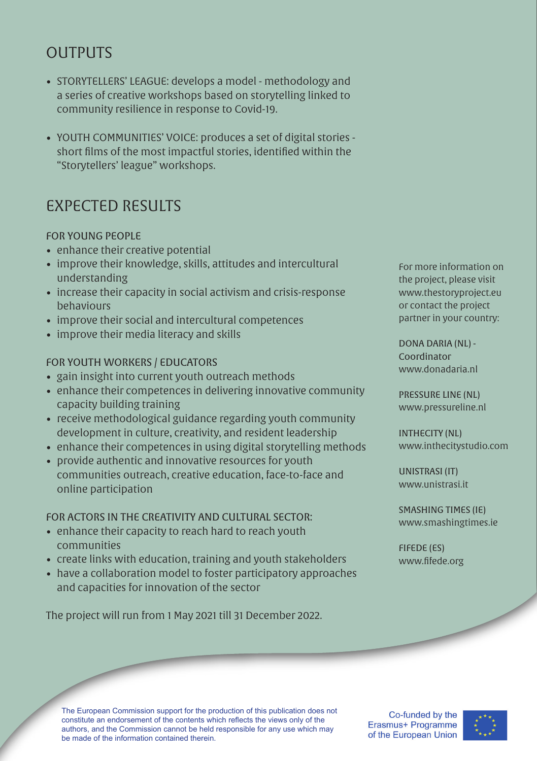## OUTPUTS

- STORYTELLERS' LEAGUE: develops a model - methodology and a series of creative workshops based on storytelling linked to community resilience in response to Covid-19.
- YOUTH COMMUNITIES' VOICE: produces a set of digital stories - short films of the most impactful stories, identified within the "Storytellers' league" workshops.

## EXPECTED RESULTS

### FOR YOUNG PEOPLE

- enhance their creative potential
- improve their knowledge, skills, attitudes and intercultural understanding
- increase their capacity in social activism and crisis-response behaviours
- improve their social and intercultural competences
- improve their media literacy and skills

### FOR YOUTH WORKERS / EDUCATORS

- gain insight into current youth outreach methods
- enhance their competences in delivering innovative community capacity building training
- receive methodological guidance regarding youth community development in culture, creativity, and resident leadership
- enhance their competences in using digital storytelling methods
- provide authentic and innovative resources for youth communities outreach, creative education, face-to-face and online participation

### FOR ACTORS IN THE CREATIVITY AND CULTURAL SECTOR:

- enhance their capacity to reach hard to reach youth communities
- create links with education, training and youth stakeholders
- have a collaboration model to foster participatory approaches and capacities for innovation of the sector

The project will run from 1 May 2021 till 31 December 2022.

For more information on the project, please visit www.thestoryproject.eu or contact the project partner in your country:

DONA DARIA (NL) - Coordinator
www.donadaria.nl

PRESSURE LINE (NL)
www.pressureline.nl

INTHECITY (NL)
www.inthecitystudio.com

UNISTRASI (IT)
www.unistrasi.it

SMASHING TIMES (IE)
www.smashingtimes.ie

FIFEDE (ES)
www.fifede.org

The European Commission support for the production of this publication does not constitute an endorsement of the contents which reflects the views only of the authors, and the Commission cannot be held responsible for any use which may be made of the information contained therein.

Co-funded by the Erasmus+ Programme of the European Union